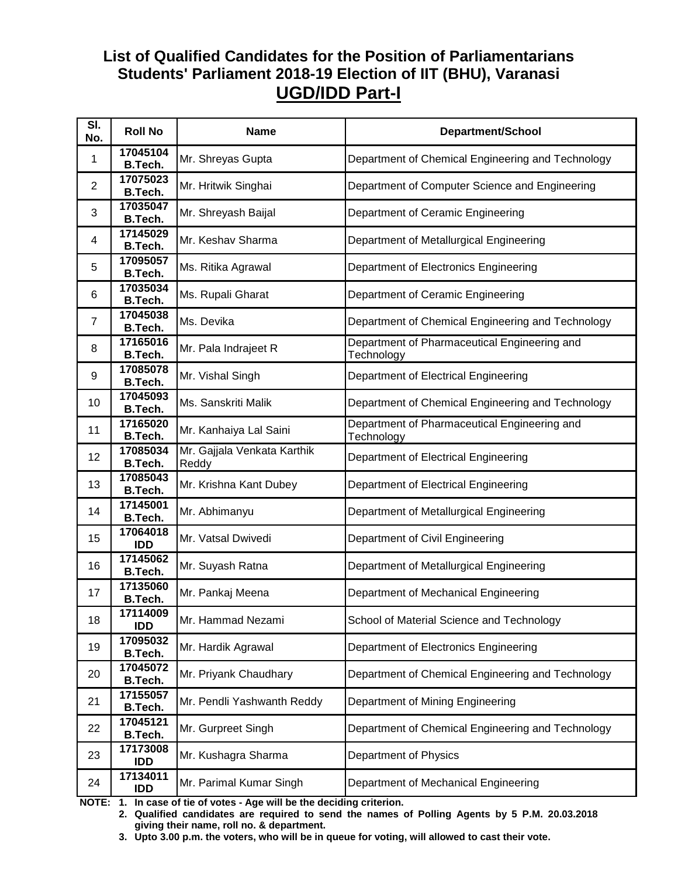# List of Qualified Candidates for the Position of Parliamentarians Students' Parliament 2018-19 Election of IIT (BHU), Varanasi

## UGD/IDD Part-I

| Sl. No. | Roll No | Name | Department/School |
|---|---|---|---|
| 1 | 17045104 B.Tech. | Mr. Shreyas Gupta | Department of Chemical Engineering and Technology |
| 2 | 17075023 B.Tech. | Mr. Hritwik Singhai | Department of Computer Science and Engineering |
| 3 | 17035047 B.Tech. | Mr. Shreyash Baijal | Department of Ceramic Engineering |
| 4 | 17145029 B.Tech. | Mr. Keshav Sharma | Department of Metallurgical Engineering |
| 5 | 17095057 B.Tech. | Ms. Ritika Agrawal | Department of Electronics Engineering |
| 6 | 17035034 B.Tech. | Ms. Rupali Gharat | Department of Ceramic Engineering |
| 7 | 17045038 B.Tech. | Ms. Devika | Department of Chemical Engineering and Technology |
| 8 | 17165016 B.Tech. | Mr. Pala Indrajeet R | Department of Pharmaceutical Engineering and Technology |
| 9 | 17085078 B.Tech. | Mr. Vishal Singh | Department of Electrical Engineering |
| 10 | 17045093 B.Tech. | Ms. Sanskriti Malik | Department of Chemical Engineering and Technology |
| 11 | 17165020 B.Tech. | Mr. Kanhaiya Lal Saini | Department of Pharmaceutical Engineering and Technology |
| 12 | 17085034 B.Tech. | Mr. Gajjala Venkata Karthik Reddy | Department of Electrical Engineering |
| 13 | 17085043 B.Tech. | Mr. Krishna Kant Dubey | Department of Electrical Engineering |
| 14 | 17145001 B.Tech. | Mr. Abhimanyu | Department of Metallurgical Engineering |
| 15 | 17064018 IDD | Mr. Vatsal Dwivedi | Department of Civil Engineering |
| 16 | 17145062 B.Tech. | Mr. Suyash Ratna | Department of Metallurgical Engineering |
| 17 | 17135060 B.Tech. | Mr. Pankaj Meena | Department of Mechanical Engineering |
| 18 | 17114009 IDD | Mr. Hammad Nezami | School of Material Science and Technology |
| 19 | 17095032 B.Tech. | Mr. Hardik Agrawal | Department of Electronics Engineering |
| 20 | 17045072 B.Tech. | Mr. Priyank Chaudhary | Department of Chemical Engineering and Technology |
| 21 | 17155057 B.Tech. | Mr. Pendli Yashwanth Reddy | Department of Mining Engineering |
| 22 | 17045121 B.Tech. | Mr. Gurpreet Singh | Department of Chemical Engineering and Technology |
| 23 | 17173008 IDD | Mr. Kushagra Sharma | Department of Physics |
| 24 | 17134011 IDD | Mr. Parimal Kumar Singh | Department of Mechanical Engineering |

**NOTE:**
1. **In case of tie of votes - Age will be the deciding criterion.**
2. **Qualified candidates are required to send the names of Polling Agents by 5 P.M. 20.03.2018 giving their name, roll no. & department.**
3. **Upto 3.00 p.m. the voters, who will be in queue for voting, will allowed to cast their vote.**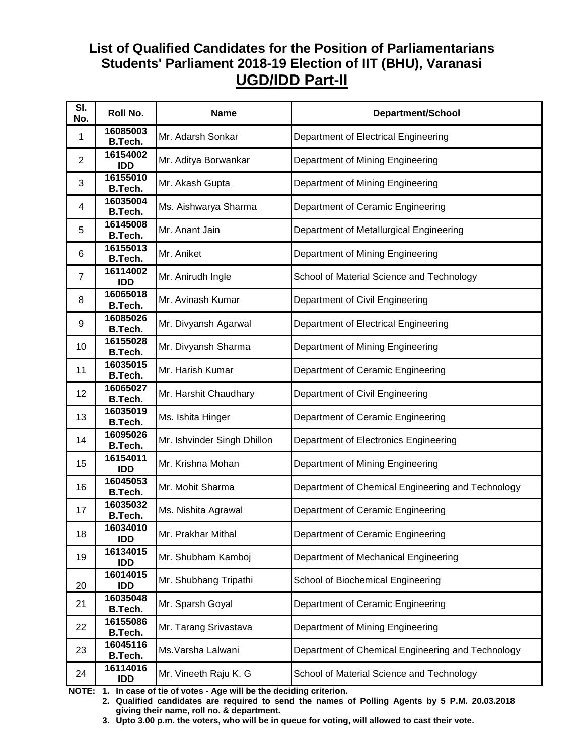## List of Qualified Candidates for the Position of Parliamentarians Students' Parliament 2018-19 Election of IIT (BHU), Varanasi

## UGD/IDD Part-II

| Sl. No. | Roll No. | Name | Department/School |
|---|---|---|---|
| 1 | 16085003 B.Tech. | Mr. Adarsh Sonkar | Department of Electrical Engineering |
| 2 | 16154002 IDD | Mr. Aditya Borwankar | Department of Mining Engineering |
| 3 | 16155010 B.Tech. | Mr. Akash Gupta | Department of Mining Engineering |
| 4 | 16035004 B.Tech. | Ms. Aishwarya Sharma | Department of Ceramic Engineering |
| 5 | 16145008 B.Tech. | Mr. Anant Jain | Department of Metallurgical Engineering |
| 6 | 16155013 B.Tech. | Mr. Aniket | Department of Mining Engineering |
| 7 | 16114002 IDD | Mr. Anirudh Ingle | School of Material Science and Technology |
| 8 | 16065018 B.Tech. | Mr. Avinash Kumar | Department of Civil Engineering |
| 9 | 16085026 B.Tech. | Mr. Divyansh Agarwal | Department of Electrical Engineering |
| 10 | 16155028 B.Tech. | Mr. Divyansh Sharma | Department of Mining Engineering |
| 11 | 16035015 B.Tech. | Mr. Harish Kumar | Department of Ceramic Engineering |
| 12 | 16065027 B.Tech. | Mr. Harshit Chaudhary | Department of Civil Engineering |
| 13 | 16035019 B.Tech. | Ms. Ishita Hinger | Department of Ceramic Engineering |
| 14 | 16095026 B.Tech. | Mr. Ishvinder Singh Dhillon | Department of Electronics Engineering |
| 15 | 16154011 IDD | Mr. Krishna Mohan | Department of Mining Engineering |
| 16 | 16045053 B.Tech. | Mr. Mohit Sharma | Department of Chemical Engineering and Technology |
| 17 | 16035032 B.Tech. | Ms. Nishita Agrawal | Department of Ceramic Engineering |
| 18 | 16034010 IDD | Mr. Prakhar Mithal | Department of Ceramic Engineering |
| 19 | 16134015 IDD | Mr. Shubham Kamboj | Department of Mechanical Engineering |
| 20 | 16014015 IDD | Mr. Shubhang Tripathi | School of Biochemical Engineering |
| 21 | 16035048 B.Tech. | Mr. Sparsh Goyal | Department of Ceramic Engineering |
| 22 | 16155086 B.Tech. | Mr. Tarang Srivastava | Department of Mining Engineering |
| 23 | 16045116 B.Tech. | Ms.Varsha Lalwani | Department of Chemical Engineering and Technology |
| 24 | 16114016 IDD | Mr. Vineeth Raju K. G | School of Material Science and Technology |

**NOTE:**

1. **In case of tie of votes - Age will be the deciding criterion.**
2. **Qualified candidates are required to send the names of Polling Agents by 5 P.M. 20.03.2018 giving their name, roll no. & department.**
3. **Upto 3.00 p.m. the voters, who will be in queue for voting, will allowed to cast their vote.**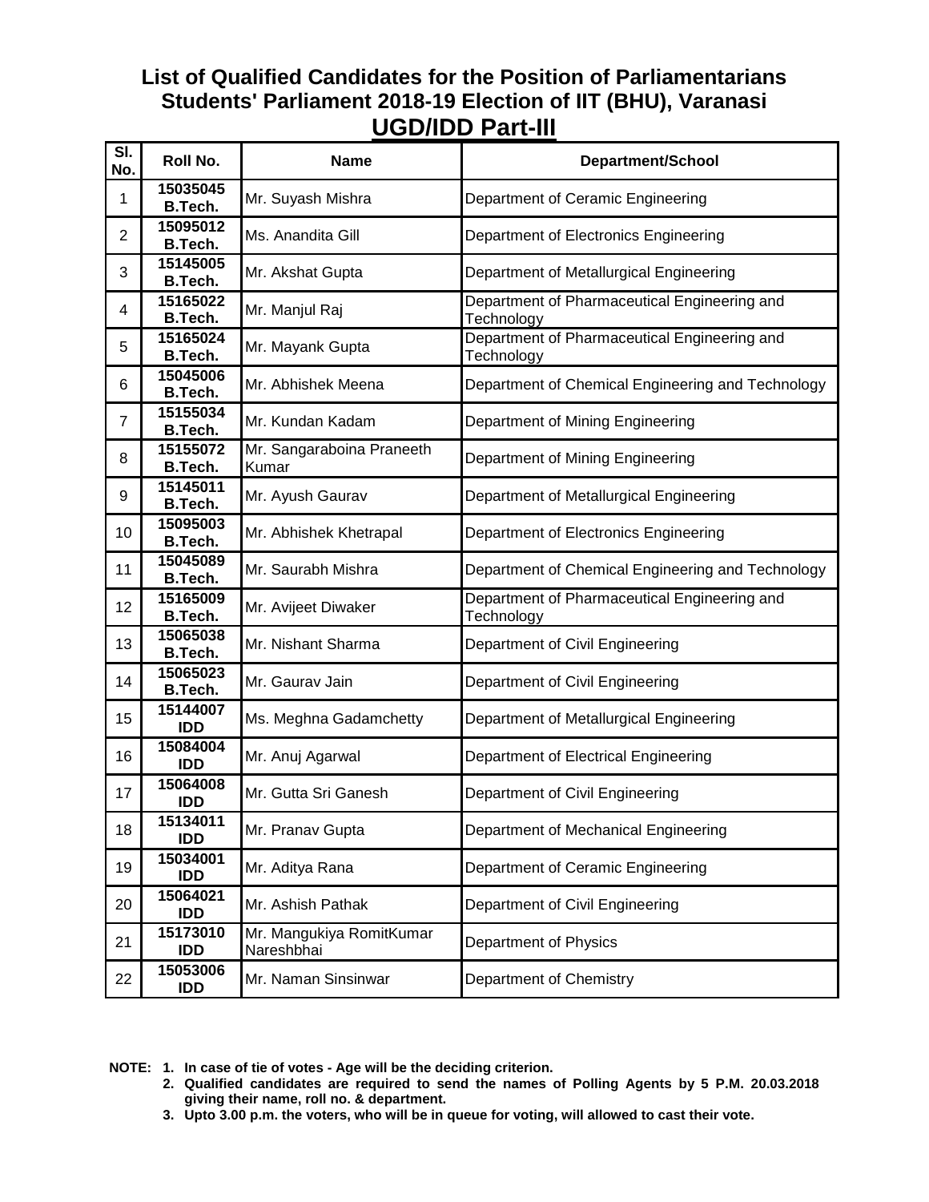# List of Qualified Candidates for the Position of Parliamentarians
## Students' Parliament 2018-19 Election of IIT (BHU), Varanasi
## UGD/IDD Part-III

| Sl. No. | Roll No. | Name | Department/School |
|---|---|---|---|
| 1 | 15035045 B.Tech. | Mr. Suyash Mishra | Department of Ceramic Engineering |
| 2 | 15095012 B.Tech. | Ms. Anandita Gill | Department of Electronics Engineering |
| 3 | 15145005 B.Tech. | Mr. Akshat Gupta | Department of Metallurgical Engineering |
| 4 | 15165022 B.Tech. | Mr. Manjul Raj | Department of Pharmaceutical Engineering and Technology |
| 5 | 15165024 B.Tech. | Mr. Mayank Gupta | Department of Pharmaceutical Engineering and Technology |
| 6 | 15045006 B.Tech. | Mr. Abhishek Meena | Department of Chemical Engineering and Technology |
| 7 | 15155034 B.Tech. | Mr. Kundan Kadam | Department of Mining Engineering |
| 8 | 15155072 B.Tech. | Mr. Sangaraboina Praneeth Kumar | Department of Mining Engineering |
| 9 | 15145011 B.Tech. | Mr. Ayush Gaurav | Department of Metallurgical Engineering |
| 10 | 15095003 B.Tech. | Mr. Abhishek Khetrapal | Department of Electronics Engineering |
| 11 | 15045089 B.Tech. | Mr. Saurabh Mishra | Department of Chemical Engineering and Technology |
| 12 | 15165009 B.Tech. | Mr. Avijeet Diwaker | Department of Pharmaceutical Engineering and Technology |
| 13 | 15065038 B.Tech. | Mr. Nishant Sharma | Department of Civil Engineering |
| 14 | 15065023 B.Tech. | Mr. Gaurav Jain | Department of Civil Engineering |
| 15 | 15144007 IDD | Ms. Meghna Gadamchetty | Department of Metallurgical Engineering |
| 16 | 15084004 IDD | Mr. Anuj Agarwal | Department of Electrical Engineering |
| 17 | 15064008 IDD | Mr. Gutta Sri Ganesh | Department of Civil Engineering |
| 18 | 15134011 IDD | Mr. Pranav Gupta | Department of Mechanical Engineering |
| 19 | 15034001 IDD | Mr. Aditya Rana | Department of Ceramic Engineering |
| 20 | 15064021 IDD | Mr. Ashish Pathak | Department of Civil Engineering |
| 21 | 15173010 IDD | Mr. Mangukiya RomitKumar Nareshbhai | Department of Physics |
| 22 | 15053006 IDD | Mr. Naman Sinsinwar | Department of Chemistry |

**NOTE:**
1. **In case of tie of votes - Age will be the deciding criterion.**
2. **Qualified candidates are required to send the names of Polling Agents by 5 P.M. 20.03.2018 giving their name, roll no. & department.**
3. **Upto 3.00 p.m. the voters, who will be in queue for voting, will allowed to cast their vote.**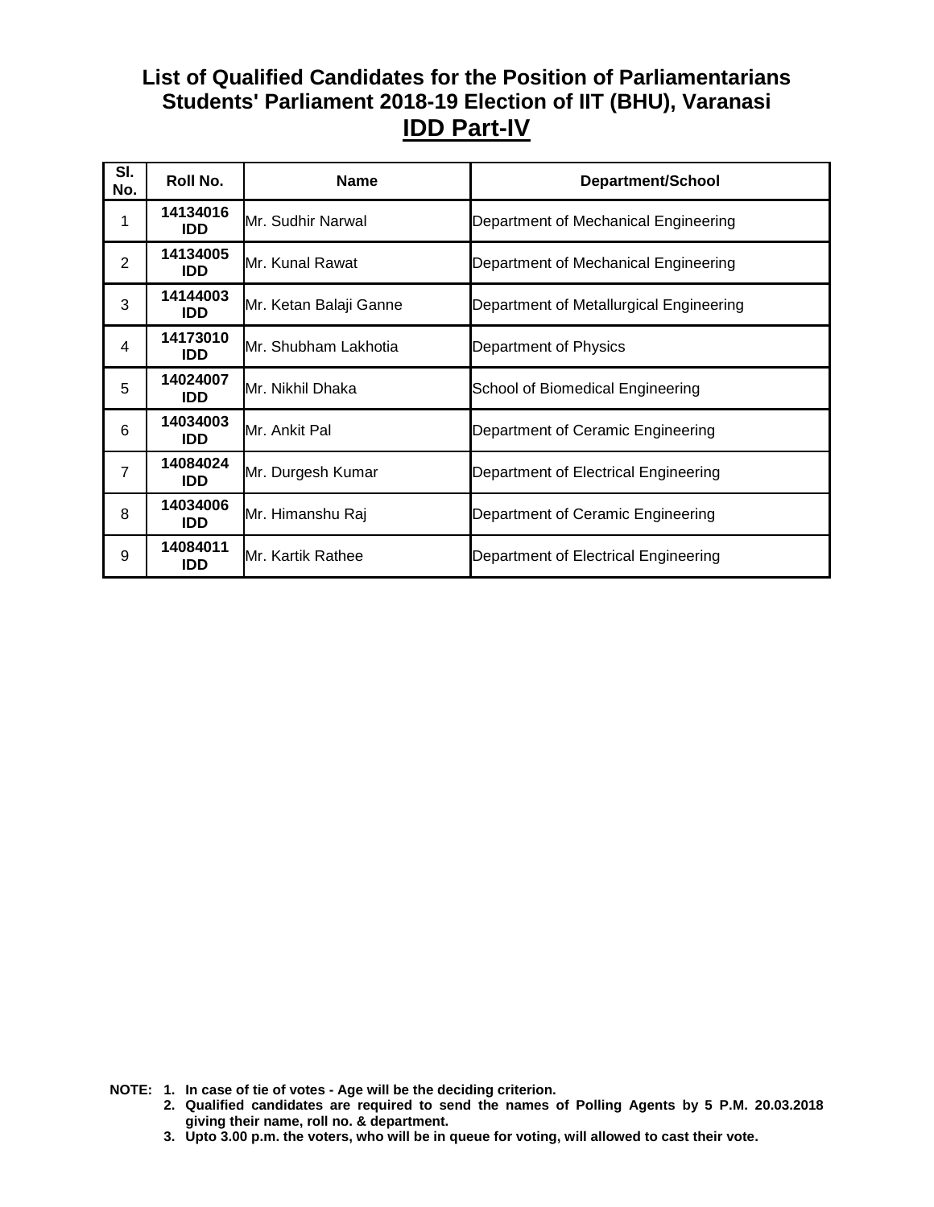# List of Qualified Candidates for the Position of Parliamentarians Students' Parliament 2018-19 Election of IIT (BHU), Varanasi

## IDD Part-IV

| Sl. No. | Roll No. | Name | Department/School |
|---|---|---|---|
| 1 | 14134016 IDD | Mr. Sudhir Narwal | Department of Mechanical Engineering |
| 2 | 14134005 IDD | Mr. Kunal Rawat | Department of Mechanical Engineering |
| 3 | 14144003 IDD | Mr. Ketan Balaji Ganne | Department of Metallurgical Engineering |
| 4 | 14173010 IDD | Mr. Shubham Lakhotia | Department of Physics |
| 5 | 14024007 IDD | Mr. Nikhil Dhaka | School of Biomedical Engineering |
| 6 | 14034003 IDD | Mr. Ankit Pal | Department of Ceramic Engineering |
| 7 | 14084024 IDD | Mr. Durgesh Kumar | Department of Electrical Engineering |
| 8 | 14034006 IDD | Mr. Himanshu Raj | Department of Ceramic Engineering |
| 9 | 14084011 IDD | Mr. Kartik Rathee | Department of Electrical Engineering |

**NOTE:**
1. **In case of tie of votes - Age will be the deciding criterion.**
2. **Qualified candidates are required to send the names of Polling Agents by 5 P.M. 20.03.2018 giving their name, roll no. & department.**
3. **Upto 3.00 p.m. the voters, who will be in queue for voting, will allowed to cast their vote.**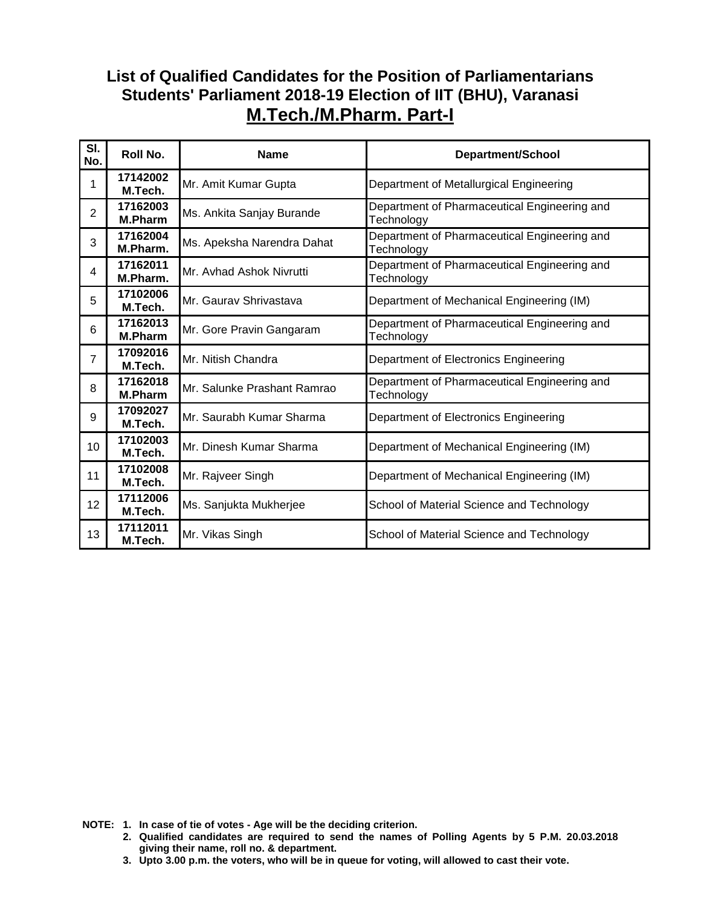# List of Qualified Candidates for the Position of Parliamentarians Students' Parliament 2018-19 Election of IIT (BHU), Varanasi

## M.Tech./M.Pharm. Part-I

| Sl. No. | Roll No. | Name | Department/School |
|---|---|---|---|
| 1 | **17142002 M.Tech.** | Mr. Amit Kumar Gupta | Department of Metallurgical Engineering |
| 2 | **17162003 M.Pharm** | Ms. Ankita Sanjay Burande | Department of Pharmaceutical Engineering and Technology |
| 3 | **17162004 M.Pharm.** | Ms. Apeksha Narendra Dahat | Department of Pharmaceutical Engineering and Technology |
| 4 | **17162011 M.Pharm.** | Mr. Avhad Ashok Nivrutti | Department of Pharmaceutical Engineering and Technology |
| 5 | **17102006 M.Tech.** | Mr. Gaurav Shrivastava | Department of Mechanical Engineering (IM) |
| 6 | **17162013 M.Pharm** | Mr. Gore Pravin Gangaram | Department of Pharmaceutical Engineering and Technology |
| 7 | **17092016 M.Tech.** | Mr. Nitish Chandra | Department of Electronics Engineering |
| 8 | **17162018 M.Pharm** | Mr. Salunke Prashant Ramrao | Department of Pharmaceutical Engineering and Technology |
| 9 | **17092027 M.Tech.** | Mr. Saurabh Kumar Sharma | Department of Electronics Engineering |
| 10 | **17102003 M.Tech.** | Mr. Dinesh Kumar Sharma | Department of Mechanical Engineering (IM) |
| 11 | **17102008 M.Tech.** | Mr. Rajveer Singh | Department of Mechanical Engineering (IM) |
| 12 | **17112006 M.Tech.** | Ms. Sanjukta Mukherjee | School of Material Science and Technology |
| 13 | **17112011 M.Tech.** | Mr. Vikas Singh | School of Material Science and Technology |

**NOTE:**
1. **In case of tie of votes - Age will be the deciding criterion.**
2. **Qualified candidates are required to send the names of Polling Agents by 5 P.M. 20.03.2018 giving their name, roll no. & department.**
3. **Upto 3.00 p.m. the voters, who will be in queue for voting, will allowed to cast their vote.**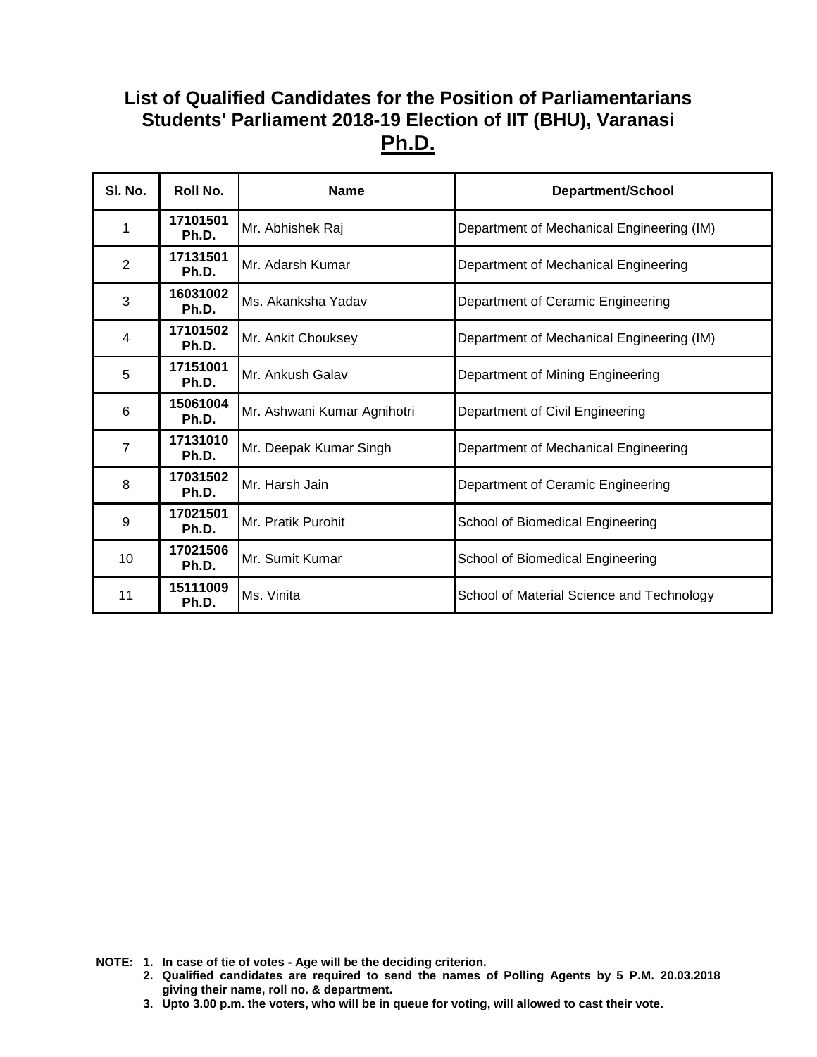# List of Qualified Candidates for the Position of Parliamentarians Students' Parliament 2018-19 Election of IIT (BHU), Varanasi

## Ph.D.

| Sl. No. | Roll No. | Name | Department/School |
|---|---|---|---|
| 1 | 17101501 Ph.D. | Mr. Abhishek Raj | Department of Mechanical Engineering (IM) |
| 2 | 17131501 Ph.D. | Mr. Adarsh Kumar | Department of Mechanical Engineering |
| 3 | 16031002 Ph.D. | Ms. Akanksha Yadav | Department of Ceramic Engineering |
| 4 | 17101502 Ph.D. | Mr. Ankit Chouksey | Department of Mechanical Engineering (IM) |
| 5 | 17151001 Ph.D. | Mr. Ankush Galav | Department of Mining Engineering |
| 6 | 15061004 Ph.D. | Mr. Ashwani Kumar Agnihotri | Department of Civil Engineering |
| 7 | 17131010 Ph.D. | Mr. Deepak Kumar Singh | Department of Mechanical Engineering |
| 8 | 17031502 Ph.D. | Mr. Harsh Jain | Department of Ceramic Engineering |
| 9 | 17021501 Ph.D. | Mr. Pratik Purohit | School of Biomedical Engineering |
| 10 | 17021506 Ph.D. | Mr. Sumit Kumar | School of Biomedical Engineering |
| 11 | 15111009 Ph.D. | Ms. Vinita | School of Material Science and Technology |

**NOTE:**
1. **In case of tie of votes - Age will be the deciding criterion.**
2. **Qualified candidates are required to send the names of Polling Agents by 5 P.M. 20.03.2018 giving their name, roll no. & department.**
3. **Upto 3.00 p.m. the voters, who will be in queue for voting, will allowed to cast their vote.**